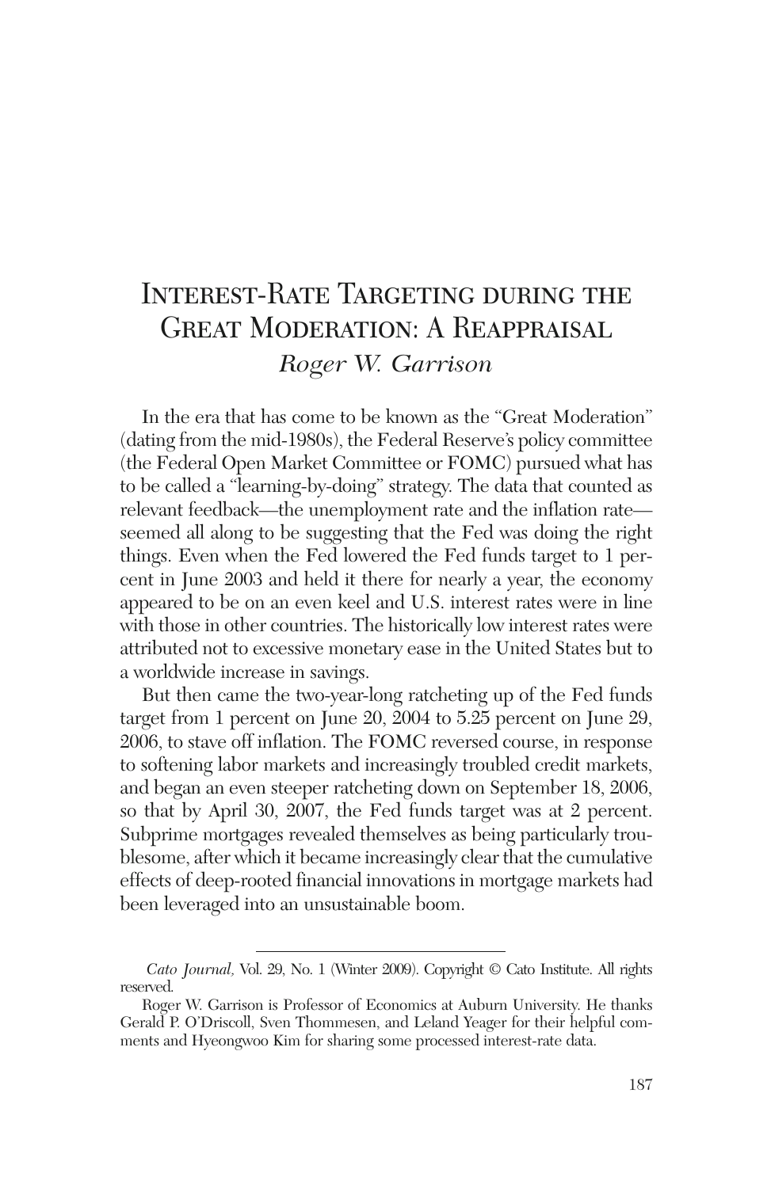# Interest-Rate Targeting during the Great Moderation: A Reappraisal

*Roger W. Garrison*

In the era that has come to be known as the "Great Moderation" (dating from the mid-1980s), the Federal Reserve's policy committee (the Federal Open Market Committee or FOMC) pursued what has to be called a "learning-by-doing" strategy. The data that counted as relevant feedback—the unemployment rate and the inflation rate—seemed all along to be suggesting that the Fed was doing the right things. Even when the Fed lowered the Fed funds target to 1 percent in June 2003 and held it there for nearly a year, the economy appeared to be on an even keel and U.S. interest rates were in line with those in other countries. The historically low interest rates were attributed not to excessive monetary ease in the United States but to a worldwide increase in savings.

But then came the two-year-long ratcheting up of the Fed funds target from 1 percent on June 20, 2004 to 5.25 percent on June 29, 2006, to stave off inflation. The FOMC reversed course, in response to softening labor markets and increasingly troubled credit markets, and began an even steeper ratcheting down on September 18, 2006, so that by April 30, 2007, the Fed funds target was at 2 percent. Subprime mortgages revealed themselves as being particularly troublesome, after which it became increasingly clear that the cumulative effects of deep-rooted financial innovations in mortgage markets had been leveraged into an unsustainable boom.

---

*Cato Journal,* Vol. 29, No. 1 (Winter 2009). Copyright © Cato Institute. All rights reserved.

Roger W. Garrison is Professor of Economics at Auburn University. He thanks Gerald P. O'Driscoll, Sven Thommesen, and Leland Yeager for their helpful comments and Hyeongwoo Kim for sharing some processed interest-rate data.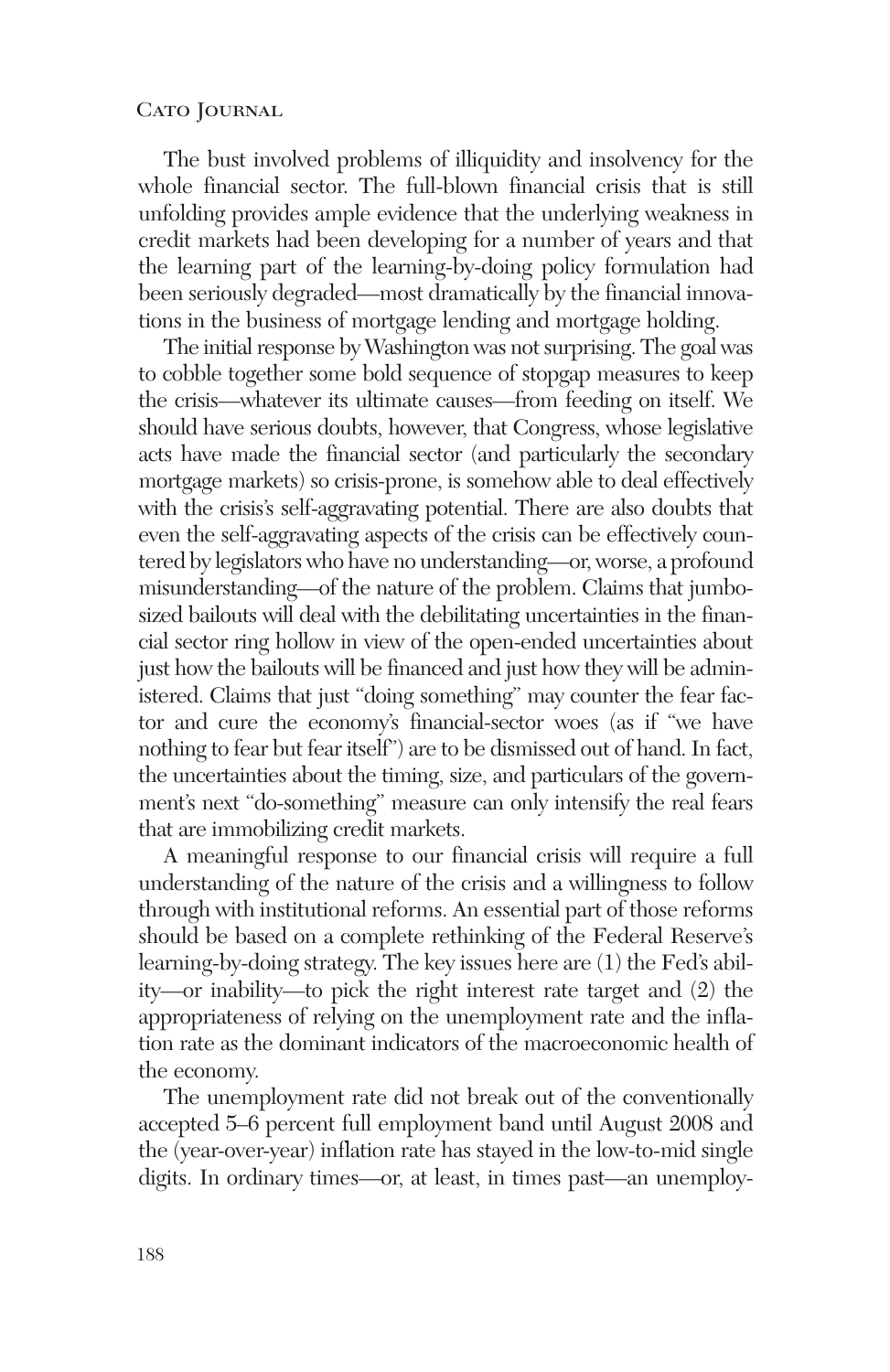The bust involved problems of illiquidity and insolvency for the whole financial sector. The full-blown financial crisis that is still unfolding provides ample evidence that the underlying weakness in credit markets had been developing for a number of years and that the learning part of the learning-by-doing policy formulation had been seriously degraded—most dramatically by the financial innovations in the business of mortgage lending and mortgage holding.

The initial response by Washington was not surprising. The goal was to cobble together some bold sequence of stopgap measures to keep the crisis—whatever its ultimate causes—from feeding on itself. We should have serious doubts, however, that Congress, whose legislative acts have made the financial sector (and particularly the secondary mortgage markets) so crisis-prone, is somehow able to deal effectively with the crisis's self-aggravating potential. There are also doubts that even the self-aggravating aspects of the crisis can be effectively countered by legislators who have no understanding—or, worse, a profound misunderstanding—of the nature of the problem. Claims that jumbo-sized bailouts will deal with the debilitating uncertainties in the financial sector ring hollow in view of the open-ended uncertainties about just how the bailouts will be financed and just how they will be administered. Claims that just "doing something" may counter the fear factor and cure the economy's financial-sector woes (as if "we have nothing to fear but fear itself") are to be dismissed out of hand. In fact, the uncertainties about the timing, size, and particulars of the government's next "do-something" measure can only intensify the real fears that are immobilizing credit markets.

A meaningful response to our financial crisis will require a full understanding of the nature of the crisis and a willingness to follow through with institutional reforms. An essential part of those reforms should be based on a complete rethinking of the Federal Reserve's learning-by-doing strategy. The key issues here are (1) the Fed's ability—or inability—to pick the right interest rate target and (2) the appropriateness of relying on the unemployment rate and the inflation rate as the dominant indicators of the macroeconomic health of the economy.

The unemployment rate did not break out of the conventionally accepted 5–6 percent full employment band until August 2008 and the (year-over-year) inflation rate has stayed in the low-to-mid single digits. In ordinary times—or, at least, in times past—an unemploy-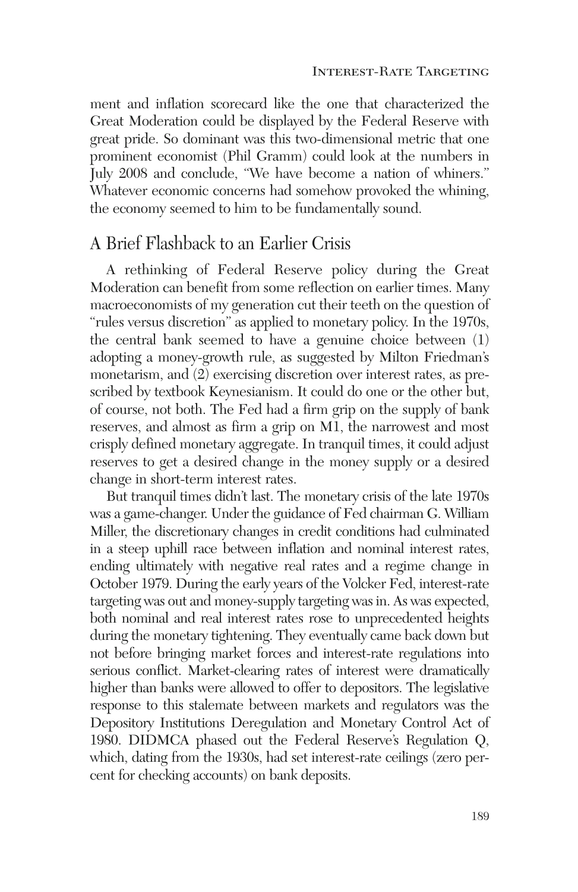ment and inflation scorecard like the one that characterized the Great Moderation could be displayed by the Federal Reserve with great pride. So dominant was this two-dimensional metric that one prominent economist (Phil Gramm) could look at the numbers in July 2008 and conclude, "We have become a nation of whiners." Whatever economic concerns had somehow provoked the whining, the economy seemed to him to be fundamentally sound.

## A Brief Flashback to an Earlier Crisis

A rethinking of Federal Reserve policy during the Great Moderation can benefit from some reflection on earlier times. Many macroeconomists of my generation cut their teeth on the question of "rules versus discretion" as applied to monetary policy. In the 1970s, the central bank seemed to have a genuine choice between (1) adopting a money-growth rule, as suggested by Milton Friedman's monetarism, and (2) exercising discretion over interest rates, as prescribed by textbook Keynesianism. It could do one or the other but, of course, not both. The Fed had a firm grip on the supply of bank reserves, and almost as firm a grip on M1, the narrowest and most crisply defined monetary aggregate. In tranquil times, it could adjust reserves to get a desired change in the money supply or a desired change in short-term interest rates.

But tranquil times didn't last. The monetary crisis of the late 1970s was a game-changer. Under the guidance of Fed chairman G. William Miller, the discretionary changes in credit conditions had culminated in a steep uphill race between inflation and nominal interest rates, ending ultimately with negative real rates and a regime change in October 1979. During the early years of the Volcker Fed, interest-rate targeting was out and money-supply targeting was in. As was expected, both nominal and real interest rates rose to unprecedented heights during the monetary tightening. They eventually came back down but not before bringing market forces and interest-rate regulations into serious conflict. Market-clearing rates of interest were dramatically higher than banks were allowed to offer to depositors. The legislative response to this stalemate between markets and regulators was the Depository Institutions Deregulation and Monetary Control Act of 1980. DIDMCA phased out the Federal Reserve's Regulation Q, which, dating from the 1930s, had set interest-rate ceilings (zero percent for checking accounts) on bank deposits.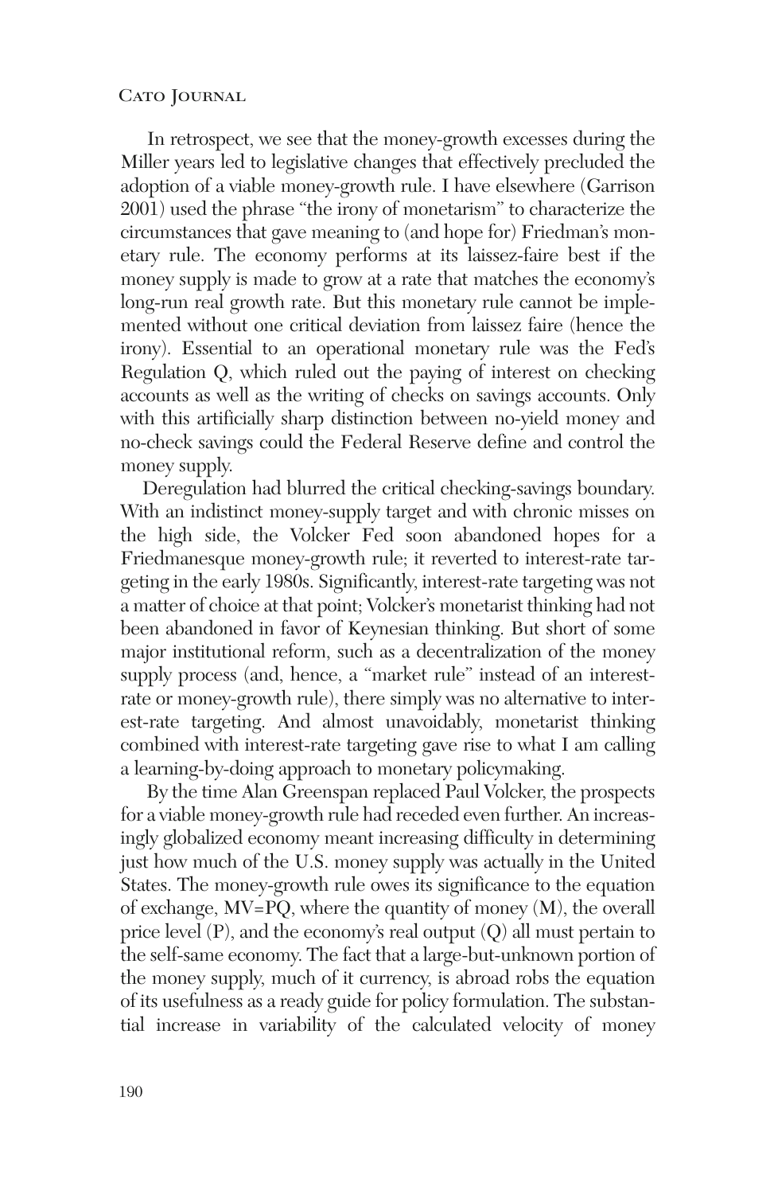In retrospect, we see that the money-growth excesses during the Miller years led to legislative changes that effectively precluded the adoption of a viable money-growth rule. I have elsewhere (Garrison 2001) used the phrase "the irony of monetarism" to characterize the circumstances that gave meaning to (and hope for) Friedman's monetary rule. The economy performs at its laissez-faire best if the money supply is made to grow at a rate that matches the economy's long-run real growth rate. But this monetary rule cannot be implemented without one critical deviation from laissez faire (hence the irony). Essential to an operational monetary rule was the Fed's Regulation Q, which ruled out the paying of interest on checking accounts as well as the writing of checks on savings accounts. Only with this artificially sharp distinction between no-yield money and no-check savings could the Federal Reserve define and control the money supply.

Deregulation had blurred the critical checking-savings boundary. With an indistinct money-supply target and with chronic misses on the high side, the Volcker Fed soon abandoned hopes for a Friedmanesque money-growth rule; it reverted to interest-rate targeting in the early 1980s. Significantly, interest-rate targeting was not a matter of choice at that point; Volcker's monetarist thinking had not been abandoned in favor of Keynesian thinking. But short of some major institutional reform, such as a decentralization of the money supply process (and, hence, a "market rule" instead of an interest-rate or money-growth rule), there simply was no alternative to interest-rate targeting. And almost unavoidably, monetarist thinking combined with interest-rate targeting gave rise to what I am calling a learning-by-doing approach to monetary policymaking.

By the time Alan Greenspan replaced Paul Volcker, the prospects for a viable money-growth rule had receded even further. An increasingly globalized economy meant increasing difficulty in determining just how much of the U.S. money supply was actually in the United States. The money-growth rule owes its significance to the equation of exchange, $MV=PQ$, where the quantity of money ($M$), the overall price level ($P$), and the economy's real output ($Q$) all must pertain to the self-same economy. The fact that a large-but-unknown portion of the money supply, much of it currency, is abroad robs the equation of its usefulness as a ready guide for policy formulation. The substantial increase in variability of the calculated velocity of money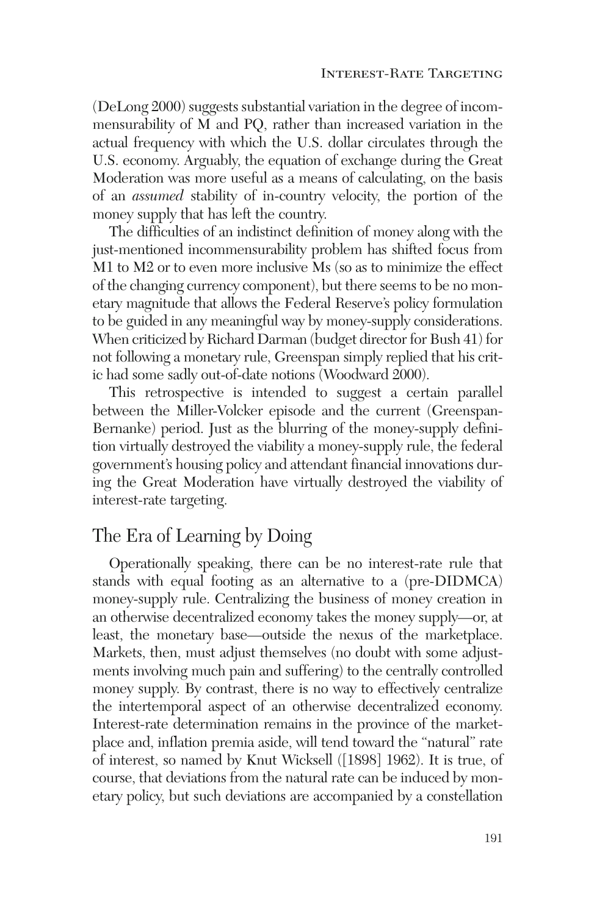(DeLong 2000) suggests substantial variation in the degree of incommensurability of M and PQ, rather than increased variation in the actual frequency with which the U.S. dollar circulates through the U.S. economy. Arguably, the equation of exchange during the Great Moderation was more useful as a means of calculating, on the basis of an *assumed* stability of in-country velocity, the portion of the money supply that has left the country.

The difficulties of an indistinct definition of money along with the just-mentioned incommensurability problem has shifted focus from M1 to M2 or to even more inclusive Ms (so as to minimize the effect of the changing currency component), but there seems to be no monetary magnitude that allows the Federal Reserve's policy formulation to be guided in any meaningful way by money-supply considerations. When criticized by Richard Darman (budget director for Bush 41) for not following a monetary rule, Greenspan simply replied that his critic had some sadly out-of-date notions (Woodward 2000).

This retrospective is intended to suggest a certain parallel between the Miller-Volcker episode and the current (Greenspan-Bernanke) period. Just as the blurring of the money-supply definition virtually destroyed the viability a money-supply rule, the federal government's housing policy and attendant financial innovations during the Great Moderation have virtually destroyed the viability of interest-rate targeting.

## The Era of Learning by Doing

Operationally speaking, there can be no interest-rate rule that stands with equal footing as an alternative to a (pre-DIDMCA) money-supply rule. Centralizing the business of money creation in an otherwise decentralized economy takes the money supply—or, at least, the monetary base—outside the nexus of the marketplace. Markets, then, must adjust themselves (no doubt with some adjustments involving much pain and suffering) to the centrally controlled money supply. By contrast, there is no way to effectively centralize the intertemporal aspect of an otherwise decentralized economy. Interest-rate determination remains in the province of the marketplace and, inflation premia aside, will tend toward the "natural" rate of interest, so named by Knut Wicksell ([1898] 1962). It is true, of course, that deviations from the natural rate can be induced by monetary policy, but such deviations are accompanied by a constellation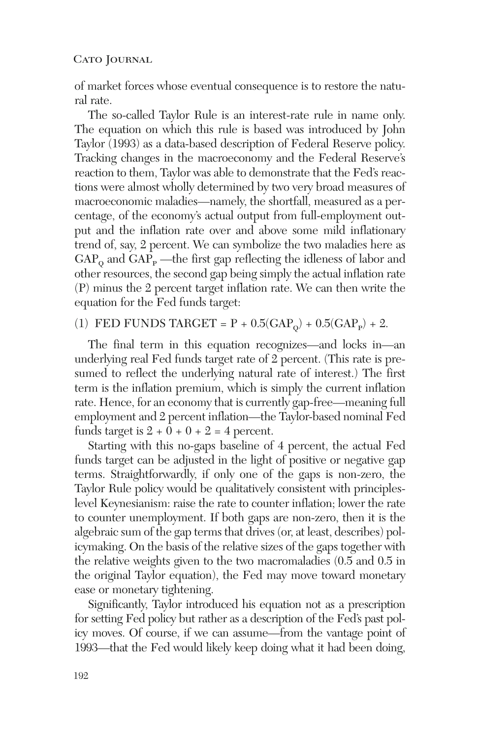of market forces whose eventual consequence is to restore the natural rate.

The so-called Taylor Rule is an interest-rate rule in name only. The equation on which this rule is based was introduced by John Taylor (1993) as a data-based description of Federal Reserve policy. Tracking changes in the macroeconomy and the Federal Reserve's reaction to them, Taylor was able to demonstrate that the Fed's reactions were almost wholly determined by two very broad measures of macroeconomic maladies—namely, the shortfall, measured as a percentage, of the economy's actual output from full-employment output and the inflation rate over and above some mild inflationary trend of, say, 2 percent. We can symbolize the two maladies here as $GAP_Q$ and $GAP_P$ —the first gap reflecting the idleness of labor and other resources, the second gap being simply the actual inflation rate (P) minus the 2 percent target inflation rate. We can then write the equation for the Fed funds target:

$$\text{(1)} \quad \text{FED FUNDS TARGET} = P + 0.5(GAP_Q) + 0.5(GAP_P) + 2.$$

The final term in this equation recognizes—and locks in—an underlying real Fed funds target rate of 2 percent. (This rate is presumed to reflect the underlying natural rate of interest.) The first term is the inflation premium, which is simply the current inflation rate. Hence, for an economy that is currently gap-free—meaning full employment and 2 percent inflation—the Taylor-based nominal Fed funds target is $2 + 0 + 0 + 2 = 4$ percent.

Starting with this no-gaps baseline of 4 percent, the actual Fed funds target can be adjusted in the light of positive or negative gap terms. Straightforwardly, if only one of the gaps is non-zero, the Taylor Rule policy would be qualitatively consistent with principles-level Keynesianism: raise the rate to counter inflation; lower the rate to counter unemployment. If both gaps are non-zero, then it is the algebraic sum of the gap terms that drives (or, at least, describes) policymaking. On the basis of the relative sizes of the gaps together with the relative weights given to the two macromaladies (0.5 and 0.5 in the original Taylor equation), the Fed may move toward monetary ease or monetary tightening.

Significantly, Taylor introduced his equation not as a prescription for setting Fed policy but rather as a description of the Fed's past policy moves. Of course, if we can assume—from the vantage point of 1993—that the Fed would likely keep doing what it had been doing,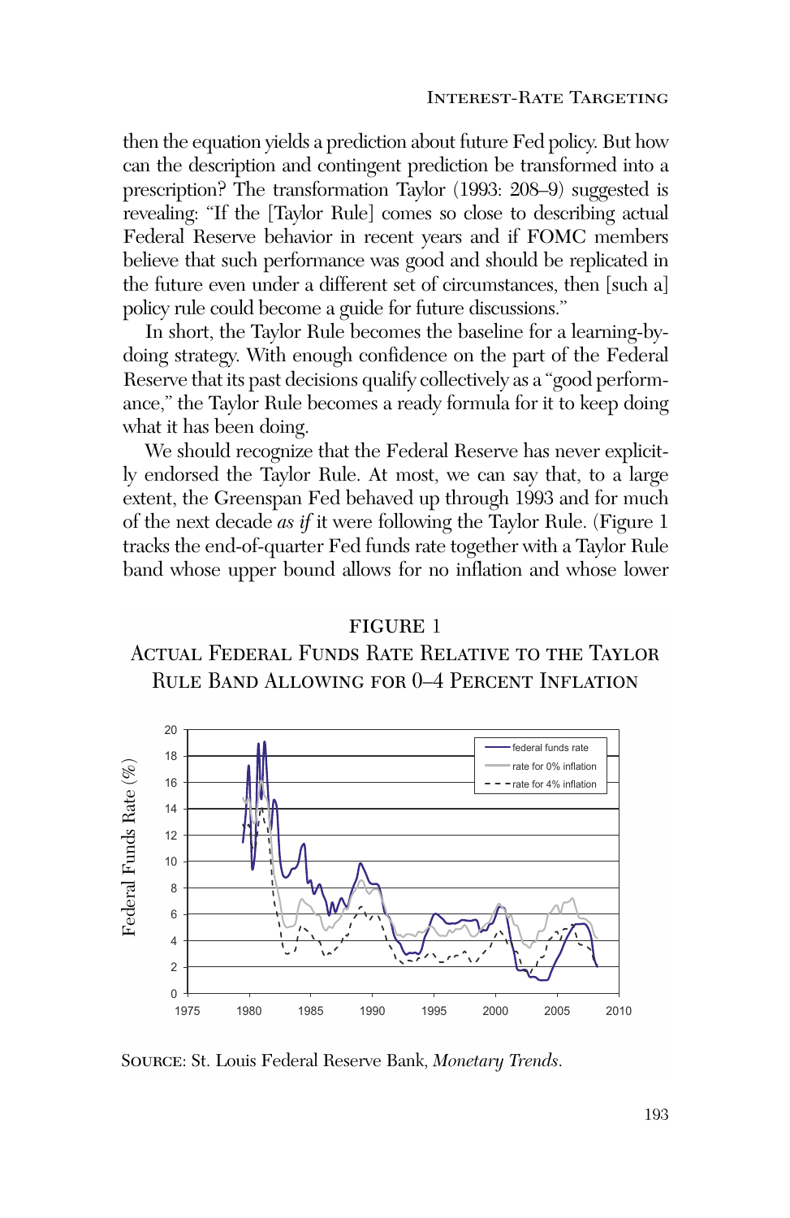then the equation yields a prediction about future Fed policy. But how can the description and contingent prediction be transformed into a prescription? The transformation Taylor (1993: 208–9) suggested is revealing: "If the [Taylor Rule] comes so close to describing actual Federal Reserve behavior in recent years and if FOMC members believe that such performance was good and should be replicated in the future even under a different set of circumstances, then [such a] policy rule could become a guide for future discussions."

In short, the Taylor Rule becomes the baseline for a learning-by-doing strategy. With enough confidence on the part of the Federal Reserve that its past decisions qualify collectively as a "good performance," the Taylor Rule becomes a ready formula for it to keep doing what it has been doing.

We should recognize that the Federal Reserve has never explicitly endorsed the Taylor Rule. At most, we can say that, to a large extent, the Greenspan Fed behaved up through 1993 and for much of the next decade *as if* it were following the Taylor Rule. (Figure 1 tracks the end-of-quarter Fed funds rate together with a Taylor Rule band whose upper bound allows for no inflation and whose lower

FIGURE 1

Actual Federal Funds Rate Relative to the Taylor Rule Band Allowing for 0–4 Percent Inflation

Source: St. Louis Federal Reserve Bank, *Monetary Trends*.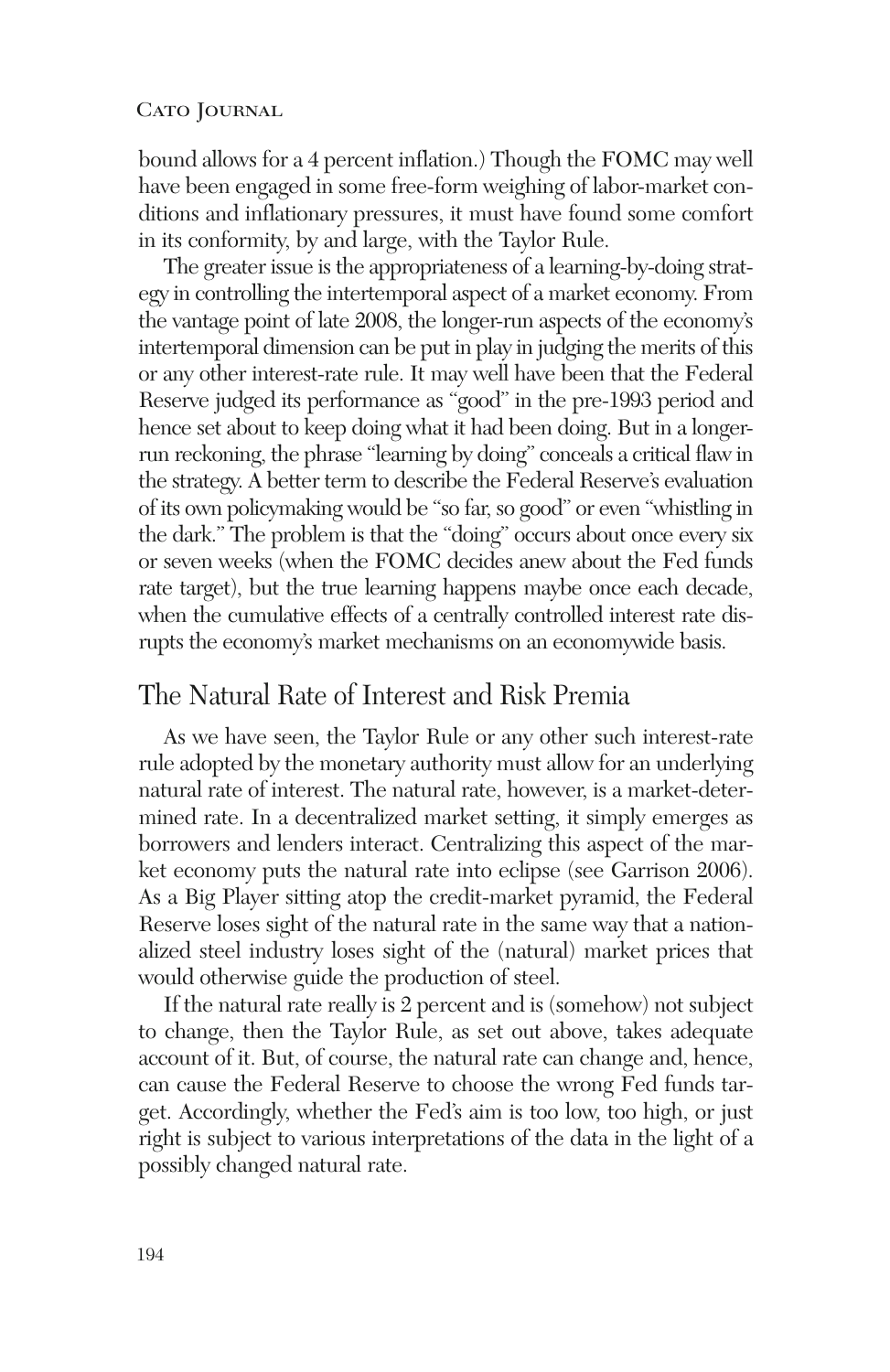bound allows for a 4 percent inflation.) Though the FOMC may well have been engaged in some free-form weighing of labor-market conditions and inflationary pressures, it must have found some comfort in its conformity, by and large, with the Taylor Rule.

The greater issue is the appropriateness of a learning-by-doing strategy in controlling the intertemporal aspect of a market economy. From the vantage point of late 2008, the longer-run aspects of the economy's intertemporal dimension can be put in play in judging the merits of this or any other interest-rate rule. It may well have been that the Federal Reserve judged its performance as "good" in the pre-1993 period and hence set about to keep doing what it had been doing. But in a longer-run reckoning, the phrase "learning by doing" conceals a critical flaw in the strategy. A better term to describe the Federal Reserve's evaluation of its own policymaking would be "so far, so good" or even "whistling in the dark." The problem is that the "doing" occurs about once every six or seven weeks (when the FOMC decides anew about the Fed funds rate target), but the true learning happens maybe once each decade, when the cumulative effects of a centrally controlled interest rate disrupts the economy's market mechanisms on an economywide basis.

## The Natural Rate of Interest and Risk Premia

As we have seen, the Taylor Rule or any other such interest-rate rule adopted by the monetary authority must allow for an underlying natural rate of interest. The natural rate, however, is a market-determined rate. In a decentralized market setting, it simply emerges as borrowers and lenders interact. Centralizing this aspect of the market economy puts the natural rate into eclipse (see Garrison 2006). As a Big Player sitting atop the credit-market pyramid, the Federal Reserve loses sight of the natural rate in the same way that a nationalized steel industry loses sight of the (natural) market prices that would otherwise guide the production of steel.

If the natural rate really is 2 percent and is (somehow) not subject to change, then the Taylor Rule, as set out above, takes adequate account of it. But, of course, the natural rate can change and, hence, can cause the Federal Reserve to choose the wrong Fed funds target. Accordingly, whether the Fed's aim is too low, too high, or just right is subject to various interpretations of the data in the light of a possibly changed natural rate.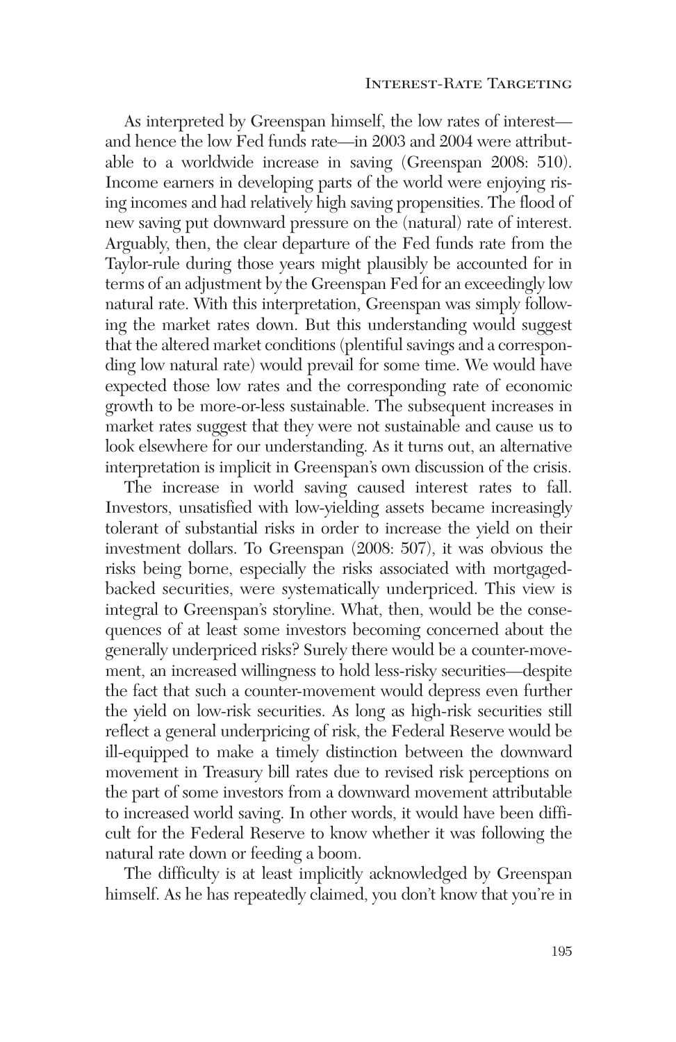As interpreted by Greenspan himself, the low rates of interest—and hence the low Fed funds rate—in 2003 and 2004 were attributable to a worldwide increase in saving (Greenspan 2008: 510). Income earners in developing parts of the world were enjoying rising incomes and had relatively high saving propensities. The flood of new saving put downward pressure on the (natural) rate of interest. Arguably, then, the clear departure of the Fed funds rate from the Taylor-rule during those years might plausibly be accounted for in terms of an adjustment by the Greenspan Fed for an exceedingly low natural rate. With this interpretation, Greenspan was simply following the market rates down. But this understanding would suggest that the altered market conditions (plentiful savings and a corresponding low natural rate) would prevail for some time. We would have expected those low rates and the corresponding rate of economic growth to be more-or-less sustainable. The subsequent increases in market rates suggest that they were not sustainable and cause us to look elsewhere for our understanding. As it turns out, an alternative interpretation is implicit in Greenspan's own discussion of the crisis.

The increase in world saving caused interest rates to fall. Investors, unsatisfied with low-yielding assets became increasingly tolerant of substantial risks in order to increase the yield on their investment dollars. To Greenspan (2008: 507), it was obvious the risks being borne, especially the risks associated with mortgaged-backed securities, were systematically underpriced. This view is integral to Greenspan's storyline. What, then, would be the consequences of at least some investors becoming concerned about the generally underpriced risks? Surely there would be a counter-movement, an increased willingness to hold less-risky securities—despite the fact that such a counter-movement would depress even further the yield on low-risk securities. As long as high-risk securities still reflect a general underpricing of risk, the Federal Reserve would be ill-equipped to make a timely distinction between the downward movement in Treasury bill rates due to revised risk perceptions on the part of some investors from a downward movement attributable to increased world saving. In other words, it would have been difficult for the Federal Reserve to know whether it was following the natural rate down or feeding a boom.

The difficulty is at least implicitly acknowledged by Greenspan himself. As he has repeatedly claimed, you don't know that you're in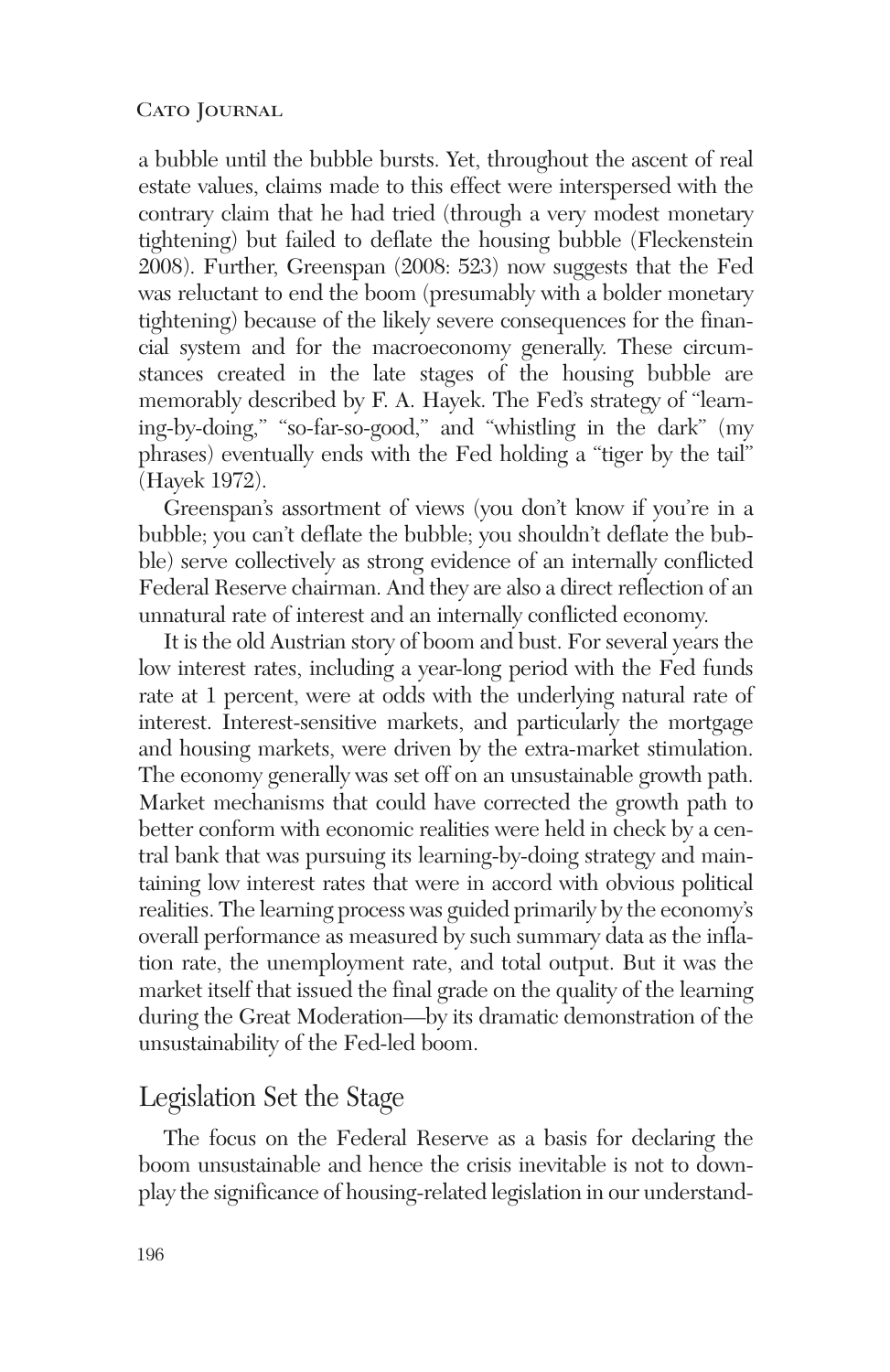a bubble until the bubble bursts. Yet, throughout the ascent of real estate values, claims made to this effect were interspersed with the contrary claim that he had tried (through a very modest monetary tightening) but failed to deflate the housing bubble (Fleckenstein 2008). Further, Greenspan (2008: 523) now suggests that the Fed was reluctant to end the boom (presumably with a bolder monetary tightening) because of the likely severe consequences for the financial system and for the macroeconomy generally. These circumstances created in the late stages of the housing bubble are memorably described by F. A. Hayek. The Fed's strategy of "learning-by-doing," "so-far-so-good," and "whistling in the dark" (my phrases) eventually ends with the Fed holding a "tiger by the tail" (Hayek 1972).

Greenspan's assortment of views (you don't know if you're in a bubble; you can't deflate the bubble; you shouldn't deflate the bubble) serve collectively as strong evidence of an internally conflicted Federal Reserve chairman. And they are also a direct reflection of an unnatural rate of interest and an internally conflicted economy.

It is the old Austrian story of boom and bust. For several years the low interest rates, including a year-long period with the Fed funds rate at 1 percent, were at odds with the underlying natural rate of interest. Interest-sensitive markets, and particularly the mortgage and housing markets, were driven by the extra-market stimulation. The economy generally was set off on an unsustainable growth path. Market mechanisms that could have corrected the growth path to better conform with economic realities were held in check by a central bank that was pursuing its learning-by-doing strategy and maintaining low interest rates that were in accord with obvious political realities. The learning process was guided primarily by the economy's overall performance as measured by such summary data as the inflation rate, the unemployment rate, and total output. But it was the market itself that issued the final grade on the quality of the learning during the Great Moderation—by its dramatic demonstration of the unsustainability of the Fed-led boom.

## Legislation Set the Stage

The focus on the Federal Reserve as a basis for declaring the boom unsustainable and hence the crisis inevitable is not to downplay the significance of housing-related legislation in our understand-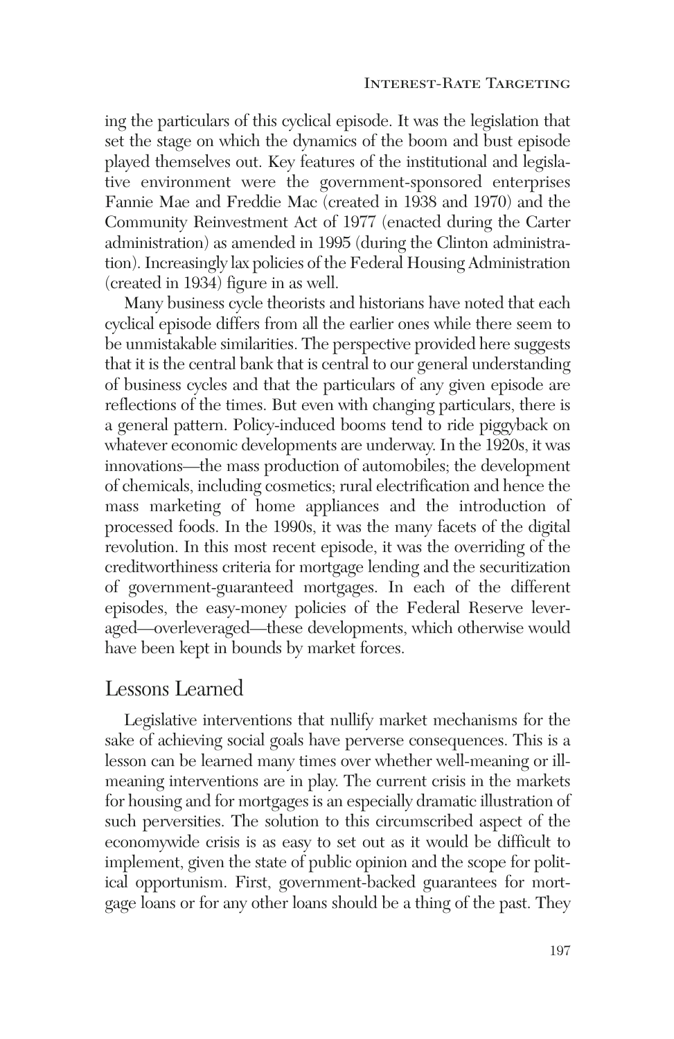ing the particulars of this cyclical episode. It was the legislation that set the stage on which the dynamics of the boom and bust episode played themselves out. Key features of the institutional and legislative environment were the government-sponsored enterprises Fannie Mae and Freddie Mac (created in 1938 and 1970) and the Community Reinvestment Act of 1977 (enacted during the Carter administration) as amended in 1995 (during the Clinton administration). Increasingly lax policies of the Federal Housing Administration (created in 1934) figure in as well.

Many business cycle theorists and historians have noted that each cyclical episode differs from all the earlier ones while there seem to be unmistakable similarities. The perspective provided here suggests that it is the central bank that is central to our general understanding of business cycles and that the particulars of any given episode are reflections of the times. But even with changing particulars, there is a general pattern. Policy-induced booms tend to ride piggyback on whatever economic developments are underway. In the 1920s, it was innovations—the mass production of automobiles; the development of chemicals, including cosmetics; rural electrification and hence the mass marketing of home appliances and the introduction of processed foods. In the 1990s, it was the many facets of the digital revolution. In this most recent episode, it was the overriding of the creditworthiness criteria for mortgage lending and the securitization of government-guaranteed mortgages. In each of the different episodes, the easy-money policies of the Federal Reserve leveraged—overleveraged—these developments, which otherwise would have been kept in bounds by market forces.

## Lessons Learned

Legislative interventions that nullify market mechanisms for the sake of achieving social goals have perverse consequences. This is a lesson can be learned many times over whether well-meaning or ill-meaning interventions are in play. The current crisis in the markets for housing and for mortgages is an especially dramatic illustration of such perversities. The solution to this circumscribed aspect of the economywide crisis is as easy to set out as it would be difficult to implement, given the state of public opinion and the scope for political opportunism. First, government-backed guarantees for mortgage loans or for any other loans should be a thing of the past. They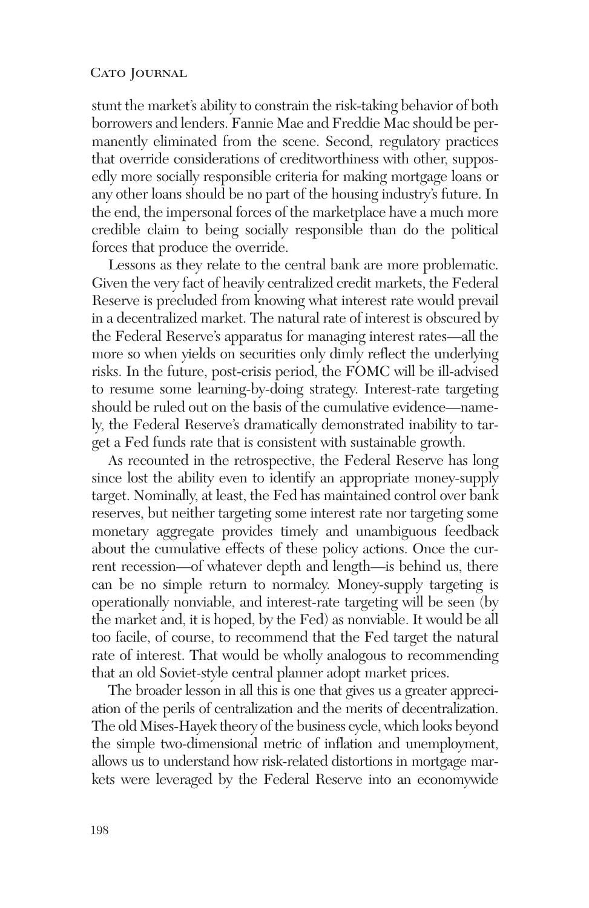stunt the market's ability to constrain the risk-taking behavior of both borrowers and lenders. Fannie Mae and Freddie Mac should be permanently eliminated from the scene. Second, regulatory practices that override considerations of creditworthiness with other, supposedly more socially responsible criteria for making mortgage loans or any other loans should be no part of the housing industry's future. In the end, the impersonal forces of the marketplace have a much more credible claim to being socially responsible than do the political forces that produce the override.

Lessons as they relate to the central bank are more problematic. Given the very fact of heavily centralized credit markets, the Federal Reserve is precluded from knowing what interest rate would prevail in a decentralized market. The natural rate of interest is obscured by the Federal Reserve's apparatus for managing interest rates—all the more so when yields on securities only dimly reflect the underlying risks. In the future, post-crisis period, the FOMC will be ill-advised to resume some learning-by-doing strategy. Interest-rate targeting should be ruled out on the basis of the cumulative evidence—namely, the Federal Reserve's dramatically demonstrated inability to target a Fed funds rate that is consistent with sustainable growth.

As recounted in the retrospective, the Federal Reserve has long since lost the ability even to identify an appropriate money-supply target. Nominally, at least, the Fed has maintained control over bank reserves, but neither targeting some interest rate nor targeting some monetary aggregate provides timely and unambiguous feedback about the cumulative effects of these policy actions. Once the current recession—of whatever depth and length—is behind us, there can be no simple return to normalcy. Money-supply targeting is operationally nonviable, and interest-rate targeting will be seen (by the market and, it is hoped, by the Fed) as nonviable. It would be all too facile, of course, to recommend that the Fed target the natural rate of interest. That would be wholly analogous to recommending that an old Soviet-style central planner adopt market prices.

The broader lesson in all this is one that gives us a greater appreciation of the perils of centralization and the merits of decentralization. The old Mises-Hayek theory of the business cycle, which looks beyond the simple two-dimensional metric of inflation and unemployment, allows us to understand how risk-related distortions in mortgage markets were leveraged by the Federal Reserve into an economywide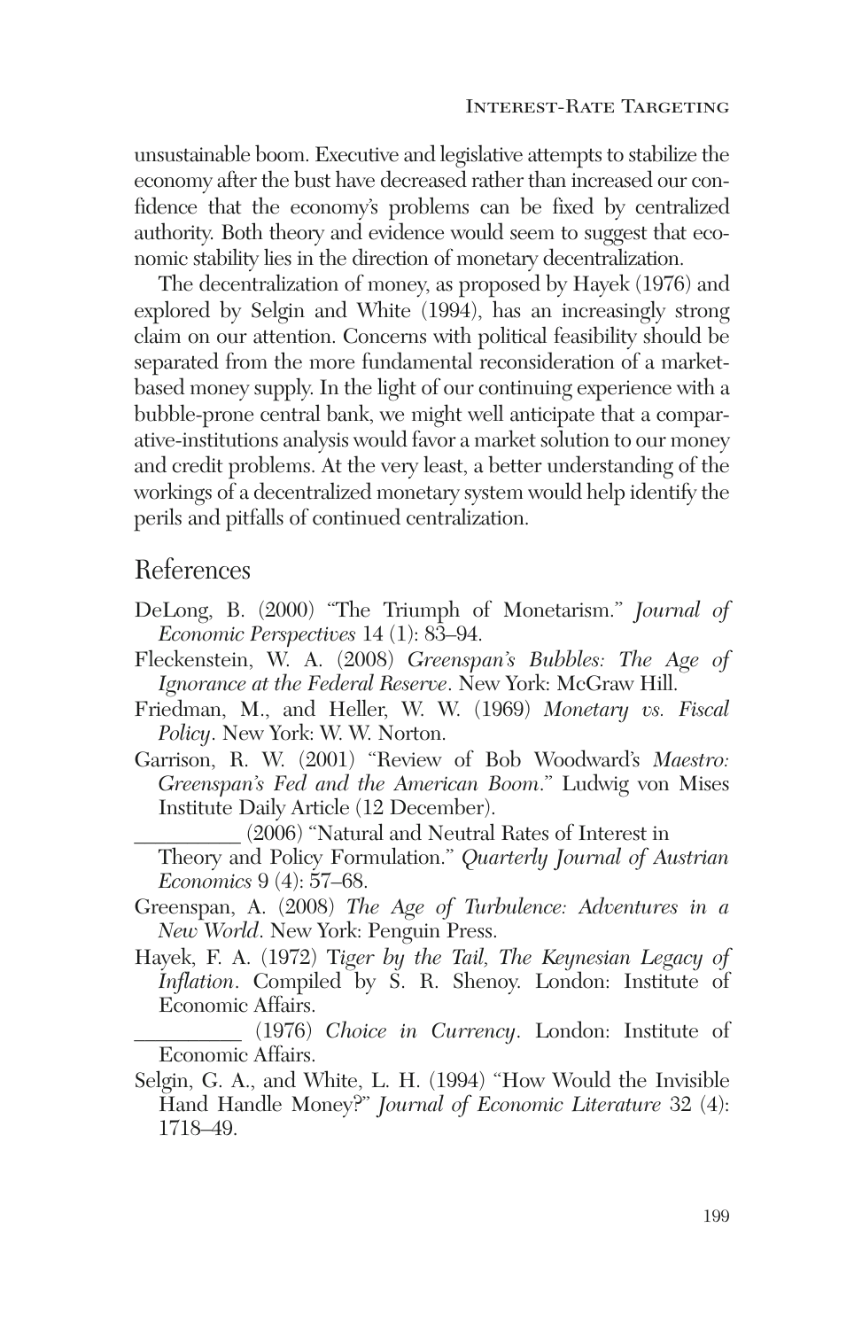unsustainable boom. Executive and legislative attempts to stabilize the economy after the bust have decreased rather than increased our confidence that the economy's problems can be fixed by centralized authority. Both theory and evidence would seem to suggest that economic stability lies in the direction of monetary decentralization.

The decentralization of money, as proposed by Hayek (1976) and explored by Selgin and White (1994), has an increasingly strong claim on our attention. Concerns with political feasibility should be separated from the more fundamental reconsideration of a market-based money supply. In the light of our continuing experience with a bubble-prone central bank, we might well anticipate that a comparative-institutions analysis would favor a market solution to our money and credit problems. At the very least, a better understanding of the workings of a decentralized monetary system would help identify the perils and pitfalls of continued centralization.

## References

DeLong, B. (2000) "The Triumph of Monetarism." *Journal of Economic Perspectives* 14 (1): 83–94.

Fleckenstein, W. A. (2008) *Greenspan's Bubbles: The Age of Ignorance at the Federal Reserve*. New York: McGraw Hill.

Friedman, M., and Heller, W. W. (1969) *Monetary vs. Fiscal Policy*. New York: W. W. Norton.

Garrison, R. W. (2001) "Review of Bob Woodward's *Maestro: Greenspan's Fed and the American Boom*." Ludwig von Mises Institute Daily Article (12 December).

__________ (2006) "Natural and Neutral Rates of Interest in Theory and Policy Formulation." *Quarterly Journal of Austrian Economics* 9 (4): 57–68.

Greenspan, A. (2008) *The Age of Turbulence: Adventures in a New World*. New York: Penguin Press.

Hayek, F. A. (1972) T*iger by the Tail, The Keynesian Legacy of Inflation*. Compiled by S. R. Shenoy. London: Institute of Economic Affairs.

__________ (1976) *Choice in Currency*. London: Institute of Economic Affairs.

Selgin, G. A., and White, L. H. (1994) "How Would the Invisible Hand Handle Money?" *Journal of Economic Literature* 32 (4): 1718–49.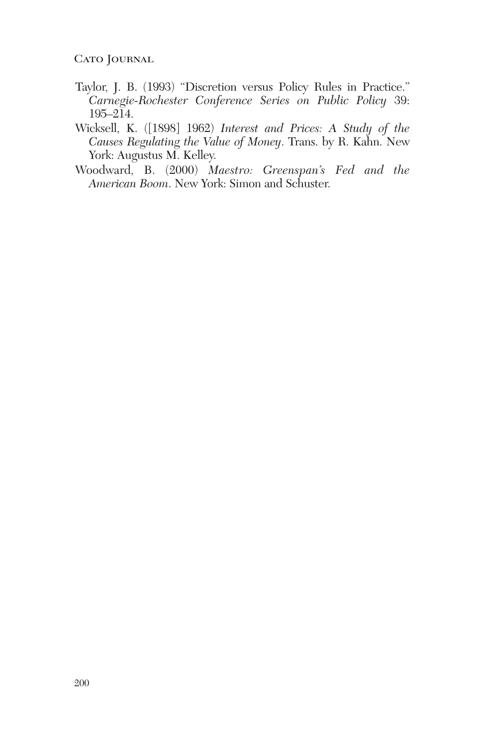Taylor, J. B. (1993) "Discretion versus Policy Rules in Practice." *Carnegie-Rochester Conference Series on Public Policy* 39: 195–214.

Wicksell, K. ([1898] 1962) *Interest and Prices: A Study of the Causes Regulating the Value of Money*. Trans. by R. Kahn. New York: Augustus M. Kelley.

Woodward, B. (2000) *Maestro: Greenspan's Fed and the American Boom*. New York: Simon and Schuster.